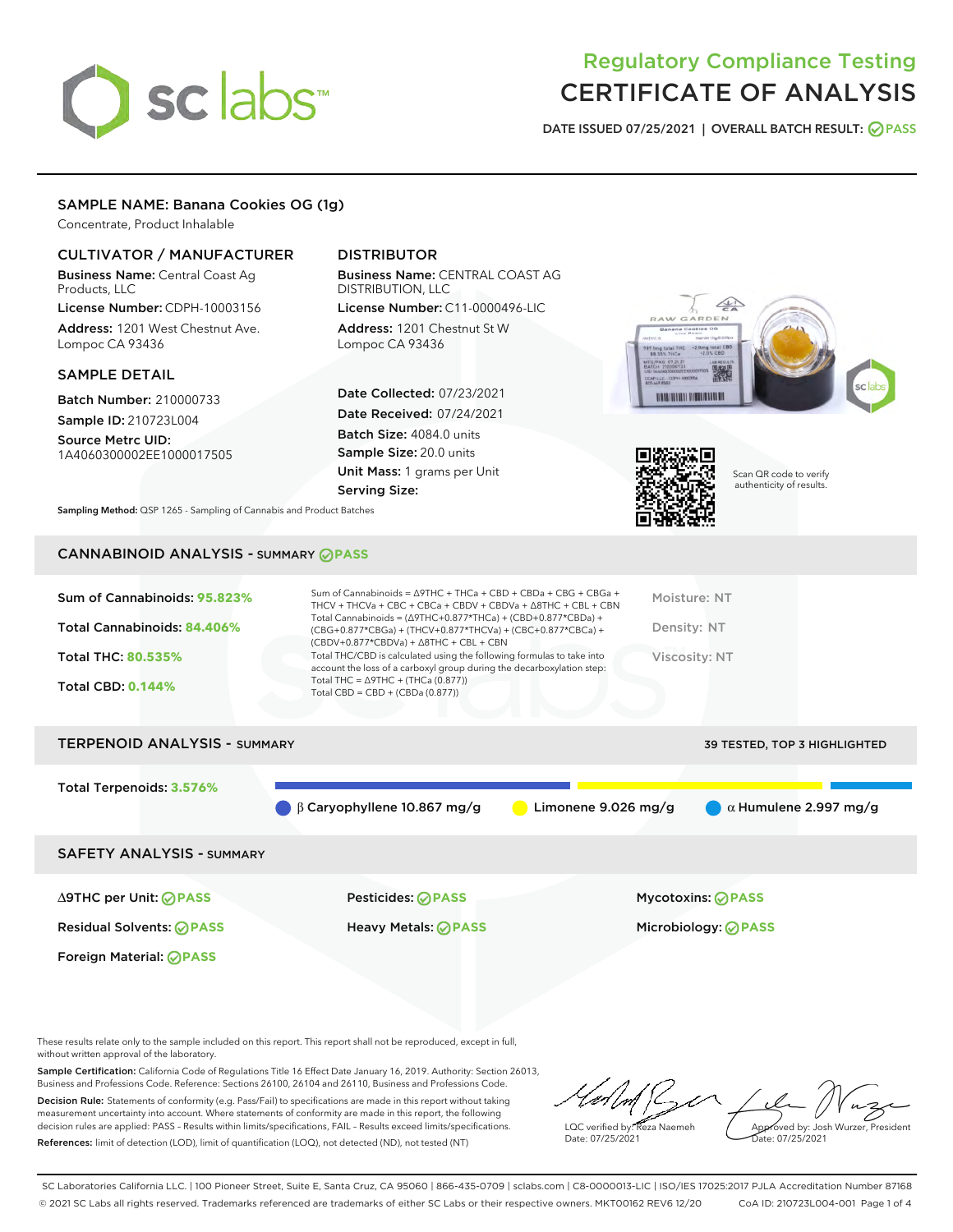# Regulatory Compliance Testing
# CERTIFICATE OF ANALYSIS

DATE ISSUED 07/25/2021 | OVERALL BATCH RESULT: PASS

## SAMPLE NAME: Banana Cookies OG (1g)

Concentrate, Product Inhalable

### CULTIVATOR / MANUFACTURER

**Business Name:** Central Coast Ag Products, LLC

**License Number:** CDPH-10003156

**Address:** 1201 West Chestnut Ave. Lompoc CA 93436

### DISTRIBUTOR

**Business Name:** CENTRAL COAST AG DISTRIBUTION, LLC

**License Number:** C11-0000496-LIC

**Address:** 1201 Chestnut St W Lompoc CA 93436

### SAMPLE DETAIL

**Batch Number:** 210000733

**Sample ID:** 210723L004

**Source Metrc UID:** 1A4060300002EE1000017505

**Date Collected:** 07/23/2021

**Date Received:** 07/24/2021

**Batch Size:** 4084.0 units

**Sample Size:** 20.0 units

**Unit Mass:** 1 grams per Unit

**Serving Size:**

Scan QR code to verify authenticity of results.

**Sampling Method:** QSP 1265 - Sampling of Cannabis and Product Batches

## CANNABINOID ANALYSIS - SUMMARY PASS

**Sum of Cannabinoids:** 95.823%

**Total Cannabinoids:** 84.406%

**Total THC:** 80.535%

**Total CBD:** 0.144%

Sum of Cannabinoids = Δ9THC + THCa + CBD + CBDa + CBG + CBGa + THCV + THCVa + CBC + CBCa + CBDV + CBDVa + Δ8THC + CBL + CBN

Total Cannabinoids = (Δ9THC+0.877*THCa) + (CBD+0.877*CBDa) + (CBG+0.877*CBGa) + (THCV+0.877*THCVa) + (CBC+0.877*CBCa) + (CBDV+0.877*CBDVa) + Δ8THC + CBL + CBN

Total THC/CBD is calculated using the following formulas to take into account the loss of a carboxyl group during the decarboxylation step:
Total THC = Δ9THC + (THCa (0.877))
Total CBD = CBD + (CBDa (0.877))

Moisture: NT

Density: NT

Viscosity: NT

## TERPENOID ANALYSIS - SUMMARY

39 TESTED, TOP 3 HIGHLIGHTED

**Total Terpenoids:** 3.576%

β Caryophyllene 10.867 mg/g

Limonene 9.026 mg/g

α Humulene 2.997 mg/g

## SAFETY ANALYSIS - SUMMARY

| | | |
|---|---|---|
| Δ9THC per Unit: PASS | Pesticides: PASS | Mycotoxins: PASS |
| Residual Solvents: PASS | Heavy Metals: PASS | Microbiology: PASS |
| Foreign Material: PASS | | |

These results relate only to the sample included on this report. This report shall not be reproduced, except in full, without written approval of the laboratory.

**Sample Certification:** California Code of Regulations Title 16 Effect Date January 16, 2019. Authority: Section 26013, Business and Professions Code. Reference: Sections 26100, 26104 and 26110, Business and Professions Code.

**Decision Rule:** Statements of conformity (e.g. Pass/Fail) to specifications are made in this report without taking measurement uncertainty into account. Where statements of conformity are made in this report, the following decision rules are applied: PASS – Results within limits/specifications, FAIL – Results exceed limits/specifications.

**References:** limit of detection (LOD), limit of quantification (LOQ), not detected (ND), not tested (NT)

LQC verified by: Reza Naemeh
Date: 07/25/2021

Approved by: Josh Wurzer, President
Date: 07/25/2021

SC Laboratories California LLC. | 100 Pioneer Street, Suite E, Santa Cruz, CA 95060 | 866-435-0709 | sclabs.com | C8-0000013-LIC | ISO/IES 17025:2017 PJLA Accreditation Number 87168
© 2021 SC Labs all rights reserved. Trademarks referenced are trademarks of either SC Labs or their respective owners. MKT00162 REV6 12/20 CoA ID: 210723L004-001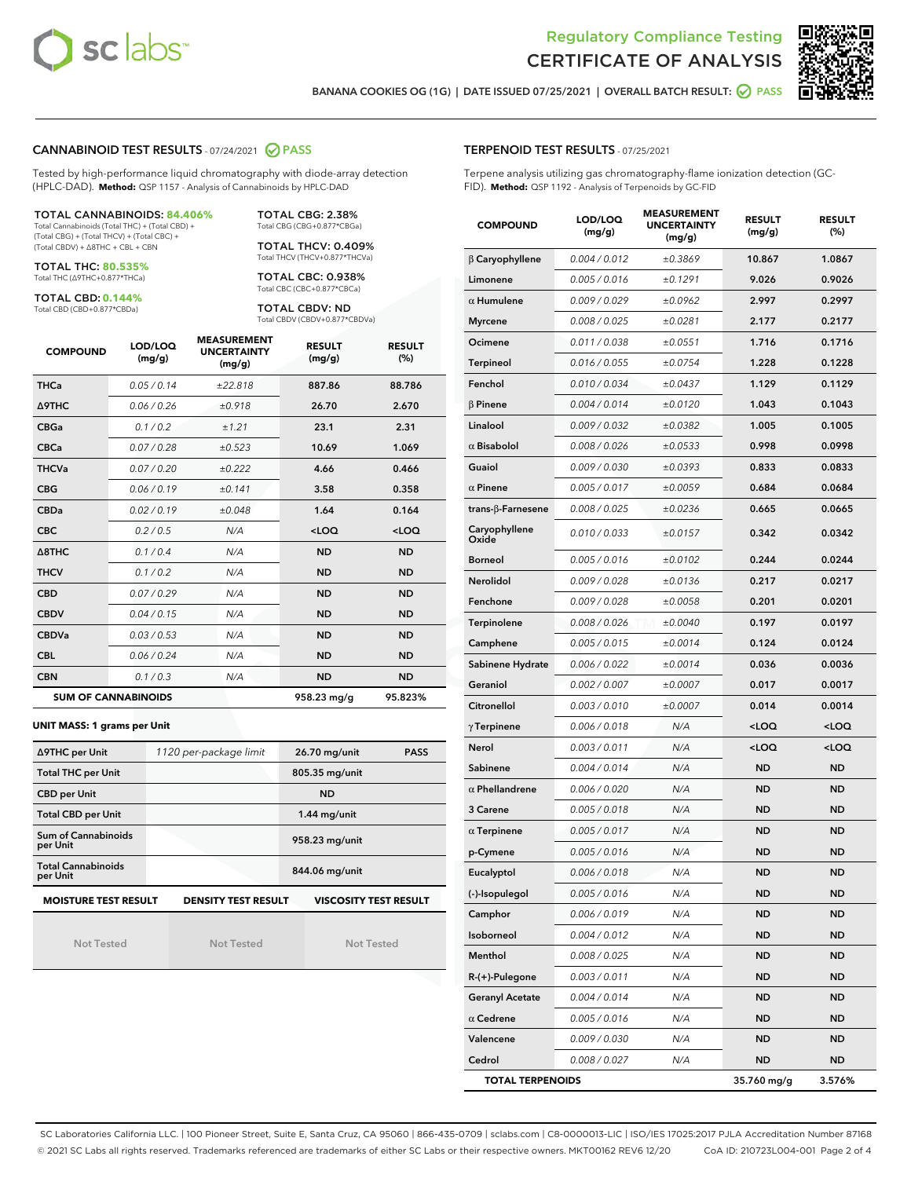# Regulatory Compliance Testing
# CERTIFICATE OF ANALYSIS

BANANA COOKIES OG (1G) | DATE ISSUED 07/25/2021 | OVERALL BATCH RESULT: PASS

## CANNABINOID TEST RESULTS - 07/24/2021 PASS

Tested by high-performance liquid chromatography with diode-array detection (HPLC-DAD). **Method:** QSP 1157 - Analysis of Cannabinoids by HPLC-DAD

**TOTAL CANNABINOIDS: 84.406%**
Total Cannabinoids (Total THC) + (Total CBD) + (Total CBG) + (Total THCV) + (Total CBC) + (Total CBDV) + Δ8THC + CBL + CBN

**TOTAL THC: 80.535%**
Total THC (Δ9THC+0.877*THCa)

**TOTAL CBD: 0.144%**
Total CBD (CBD+0.877*CBDa)

**TOTAL CBG: 2.38%**
Total CBG (CBG+0.877*CBGa)

**TOTAL THCV: 0.409%**
Total THCV (THCV+0.877*THCVa)

**TOTAL CBC: 0.938%**
Total CBC (CBC+0.877*CBCa)

**TOTAL CBDV: ND**
Total CBDV (CBDV+0.877*CBDVa)

| COMPOUND | LOD/LOQ (mg/g) | MEASUREMENT UNCERTAINTY (mg/g) | RESULT (mg/g) | RESULT (%) |
|---|---|---|---|---|
| THCa | 0.05 / 0.14 | ±22.818 | 887.86 | 88.786 |
| Δ9THC | 0.06 / 0.26 | ±0.918 | 26.70 | 2.670 |
| CBGa | 0.1 / 0.2 | ±1.21 | 23.1 | 2.31 |
| CBCa | 0.07 / 0.28 | ±0.523 | 10.69 | 1.069 |
| THCVa | 0.07 / 0.20 | ±0.222 | 4.66 | 0.466 |
| CBG | 0.06 / 0.19 | ±0.141 | 3.58 | 0.358 |
| CBDa | 0.02 / 0.19 | ±0.048 | 1.64 | 0.164 |
| CBC | 0.2 / 0.5 | N/A | <LOQ | <LOQ |
| Δ8THC | 0.1 / 0.4 | N/A | ND | ND |
| THCV | 0.1 / 0.2 | N/A | ND | ND |
| CBD | 0.07 / 0.29 | N/A | ND | ND |
| CBDV | 0.04 / 0.15 | N/A | ND | ND |
| CBDVa | 0.03 / 0.53 | N/A | ND | ND |
| CBL | 0.06 / 0.24 | N/A | ND | ND |
| CBN | 0.1 / 0.3 | N/A | ND | ND |
| **SUM OF CANNABINOIDS** | | | 958.23 mg/g | 95.823% |

### UNIT MASS: 1 grams per Unit

| | | | |
|---|---|---|---|
| Δ9THC per Unit | 1120 per-package limit | 26.70 mg/unit | PASS |
| Total THC per Unit | | 805.35 mg/unit | |
| CBD per Unit | | ND | |
| Total CBD per Unit | | 1.44 mg/unit | |
| Sum of Cannabinoids per Unit | | 958.23 mg/unit | |
| Total Cannabinoids per Unit | | 844.06 mg/unit | |

| MOISTURE TEST RESULT | DENSITY TEST RESULT | VISCOSITY TEST RESULT |
|---|---|---|
| Not Tested | Not Tested | Not Tested |

## TERPENOID TEST RESULTS - 07/25/2021

Terpene analysis utilizing gas chromatography-flame ionization detection (GC-FID). **Method:** QSP 1192 - Analysis of Terpenoids by GC-FID

| COMPOUND | LOD/LOQ (mg/g) | MEASUREMENT UNCERTAINTY (mg/g) | RESULT (mg/g) | RESULT (%) |
|---|---|---|---|---|
| β Caryophyllene | 0.004 / 0.012 | ±0.3869 | 10.867 | 1.0867 |
| Limonene | 0.005 / 0.016 | ±0.1291 | 9.026 | 0.9026 |
| α Humulene | 0.009 / 0.029 | ±0.0962 | 2.997 | 0.2997 |
| Myrcene | 0.008 / 0.025 | ±0.0281 | 2.177 | 0.2177 |
| Ocimene | 0.011 / 0.038 | ±0.0551 | 1.716 | 0.1716 |
| Terpineol | 0.016 / 0.055 | ±0.0754 | 1.228 | 0.1228 |
| Fenchol | 0.010 / 0.034 | ±0.0437 | 1.129 | 0.1129 |
| β Pinene | 0.004 / 0.014 | ±0.0120 | 1.043 | 0.1043 |
| Linalool | 0.009 / 0.032 | ±0.0382 | 1.005 | 0.1005 |
| α Bisabolol | 0.008 / 0.026 | ±0.0533 | 0.998 | 0.0998 |
| Guaiol | 0.009 / 0.030 | ±0.0393 | 0.833 | 0.0833 |
| α Pinene | 0.005 / 0.017 | ±0.0059 | 0.684 | 0.0684 |
| trans-β-Farnesene | 0.008 / 0.025 | ±0.0236 | 0.665 | 0.0665 |
| Caryophyllene Oxide | 0.010 / 0.033 | ±0.0157 | 0.342 | 0.0342 |
| Borneol | 0.005 / 0.016 | ±0.0102 | 0.244 | 0.0244 |
| Nerolidol | 0.009 / 0.028 | ±0.0136 | 0.217 | 0.0217 |
| Fenchone | 0.009 / 0.028 | ±0.0058 | 0.201 | 0.0201 |
| Terpinolene | 0.008 / 0.026 | ±0.0040 | 0.197 | 0.0197 |
| Camphene | 0.005 / 0.015 | ±0.0014 | 0.124 | 0.0124 |
| Sabinene Hydrate | 0.006 / 0.022 | ±0.0014 | 0.036 | 0.0036 |
| Geraniol | 0.002 / 0.007 | ±0.0007 | 0.017 | 0.0017 |
| Citronellol | 0.003 / 0.010 | ±0.0007 | 0.014 | 0.0014 |
| γ Terpinene | 0.006 / 0.018 | N/A | <LOQ | <LOQ |
| Nerol | 0.003 / 0.011 | N/A | <LOQ | <LOQ |
| Sabinene | 0.004 / 0.014 | N/A | ND | ND |
| α Phellandrene | 0.006 / 0.020 | N/A | ND | ND |
| 3 Carene | 0.005 / 0.018 | N/A | ND | ND |
| α Terpinene | 0.005 / 0.017 | N/A | ND | ND |
| p-Cymene | 0.005 / 0.016 | N/A | ND | ND |
| Eucalyptol | 0.006 / 0.018 | N/A | ND | ND |
| (-)-Isopulegol | 0.005 / 0.016 | N/A | ND | ND |
| Camphor | 0.006 / 0.019 | N/A | ND | ND |
| Isoborneol | 0.004 / 0.012 | N/A | ND | ND |
| Menthol | 0.008 / 0.025 | N/A | ND | ND |
| R-(+)-Pulegone | 0.003 / 0.011 | N/A | ND | ND |
| Geranyl Acetate | 0.004 / 0.014 | N/A | ND | ND |
| α Cedrene | 0.005 / 0.016 | N/A | ND | ND |
| Valencene | 0.009 / 0.030 | N/A | ND | ND |
| Cedrol | 0.008 / 0.027 | N/A | ND | ND |
| **TOTAL TERPENOIDS** | | | 35.760 mg/g | 3.576% |

SC Laboratories California LLC. | 100 Pioneer Street, Suite E, Santa Cruz, CA 95060 | 866-435-0709 | sclabs.com | C8-0000013-LIC | ISO/IES 17025:2017 PJLA Accreditation Number 87168
© 2021 SC Labs all rights reserved. Trademarks referenced are trademarks of either SC Labs or their respective owners. MKT00162 REV6 12/20 CoA ID: 210723L004-001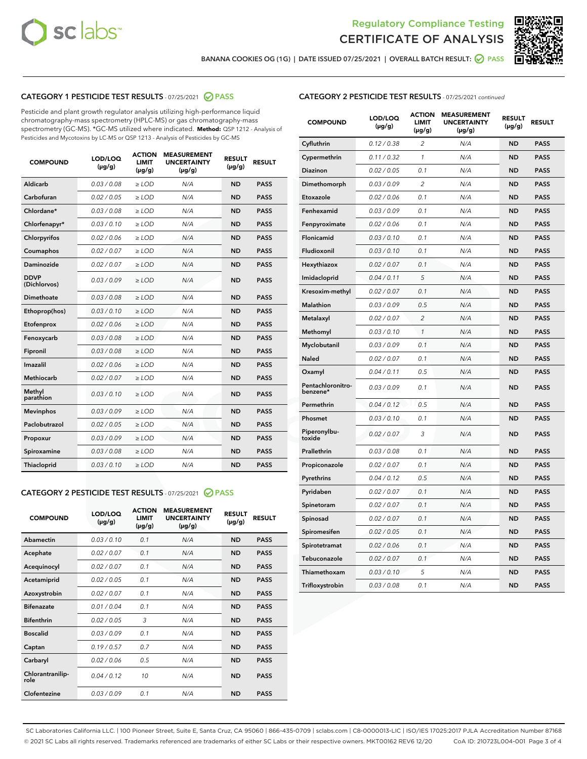# Regulatory Compliance Testing
# CERTIFICATE OF ANALYSIS

BANANA COOKIES OG (1G) | DATE ISSUED 07/25/2021 | OVERALL BATCH RESULT: PASS

## CATEGORY 1 PESTICIDE TEST RESULTS - 07/25/2021 PASS

Pesticide and plant growth regulator analysis utilizing high-performance liquid chromatography-mass spectrometry (HPLC-MS) or gas chromatography-mass spectrometry (GC-MS). *GC-MS utilized where indicated. **Method:** QSP 1212 - Analysis of Pesticides and Mycotoxins by LC-MS or QSP 1213 - Analysis of Pesticides by GC-MS

| COMPOUND | LOD/LOQ (µg/g) | ACTION LIMIT (µg/g) | MEASUREMENT UNCERTAINTY (µg/g) | RESULT (µg/g) | RESULT |
|---|---|---|---|---|---|
| Aldicarb | 0.03 / 0.08 | ≥ LOD | N/A | ND | PASS |
| Carbofuran | 0.02 / 0.05 | ≥ LOD | N/A | ND | PASS |
| Chlordane* | 0.03 / 0.08 | ≥ LOD | N/A | ND | PASS |
| Chlorfenapyr* | 0.03 / 0.10 | ≥ LOD | N/A | ND | PASS |
| Chlorpyrifos | 0.02 / 0.06 | ≥ LOD | N/A | ND | PASS |
| Coumaphos | 0.02 / 0.07 | ≥ LOD | N/A | ND | PASS |
| Daminozide | 0.02 / 0.07 | ≥ LOD | N/A | ND | PASS |
| DDVP (Dichlorvos) | 0.03 / 0.09 | ≥ LOD | N/A | ND | PASS |
| Dimethoate | 0.03 / 0.08 | ≥ LOD | N/A | ND | PASS |
| Ethoprop(hos) | 0.03 / 0.10 | ≥ LOD | N/A | ND | PASS |
| Etofenprox | 0.02 / 0.06 | ≥ LOD | N/A | ND | PASS |
| Fenoxycarb | 0.03 / 0.08 | ≥ LOD | N/A | ND | PASS |
| Fipronil | 0.03 / 0.08 | ≥ LOD | N/A | ND | PASS |
| Imazalil | 0.02 / 0.06 | ≥ LOD | N/A | ND | PASS |
| Methiocarb | 0.02 / 0.07 | ≥ LOD | N/A | ND | PASS |
| Methyl parathion | 0.03 / 0.10 | ≥ LOD | N/A | ND | PASS |
| Mevinphos | 0.03 / 0.09 | ≥ LOD | N/A | ND | PASS |
| Paclobutrazol | 0.02 / 0.05 | ≥ LOD | N/A | ND | PASS |
| Propoxur | 0.03 / 0.09 | ≥ LOD | N/A | ND | PASS |
| Spiroxamine | 0.03 / 0.08 | ≥ LOD | N/A | ND | PASS |
| Thiacloprid | 0.03 / 0.10 | ≥ LOD | N/A | ND | PASS |

## CATEGORY 2 PESTICIDE TEST RESULTS - 07/25/2021 PASS

| COMPOUND | LOD/LOQ (µg/g) | ACTION LIMIT (µg/g) | MEASUREMENT UNCERTAINTY (µg/g) | RESULT (µg/g) | RESULT |
|---|---|---|---|---|---|
| Abamectin | 0.03 / 0.10 | 0.1 | N/A | ND | PASS |
| Acephate | 0.02 / 0.07 | 0.1 | N/A | ND | PASS |
| Acequinocyl | 0.02 / 0.07 | 0.1 | N/A | ND | PASS |
| Acetamiprid | 0.02 / 0.05 | 0.1 | N/A | ND | PASS |
| Azoxystrobin | 0.02 / 0.07 | 0.1 | N/A | ND | PASS |
| Bifenazate | 0.01 / 0.04 | 0.1 | N/A | ND | PASS |
| Bifenthrin | 0.02 / 0.05 | 3 | N/A | ND | PASS |
| Boscalid | 0.03 / 0.09 | 0.1 | N/A | ND | PASS |
| Captan | 0.19 / 0.57 | 0.7 | N/A | ND | PASS |
| Carbaryl | 0.02 / 0.06 | 0.5 | N/A | ND | PASS |
| Chlorantraniliprole | 0.04 / 0.12 | 10 | N/A | ND | PASS |
| Clofentezine | 0.03 / 0.09 | 0.1 | N/A | ND | PASS |
| Cyfluthrin | 0.12 / 0.38 | 2 | N/A | ND | PASS |
| Cypermethrin | 0.11 / 0.32 | 1 | N/A | ND | PASS |
| Diazinon | 0.02 / 0.05 | 0.1 | N/A | ND | PASS |
| Dimethomorph | 0.03 / 0.09 | 2 | N/A | ND | PASS |
| Etoxazole | 0.02 / 0.06 | 0.1 | N/A | ND | PASS |
| Fenhexamid | 0.03 / 0.09 | 0.1 | N/A | ND | PASS |
| Fenpyroximate | 0.02 / 0.06 | 0.1 | N/A | ND | PASS |
| Flonicamid | 0.03 / 0.10 | 0.1 | N/A | ND | PASS |
| Fludioxonil | 0.03 / 0.10 | 0.1 | N/A | ND | PASS |
| Hexythiazox | 0.02 / 0.07 | 0.1 | N/A | ND | PASS |
| Imidacloprid | 0.04 / 0.11 | 5 | N/A | ND | PASS |
| Kresoxim-methyl | 0.02 / 0.07 | 0.1 | N/A | ND | PASS |
| Malathion | 0.03 / 0.09 | 0.5 | N/A | ND | PASS |
| Metalaxyl | 0.02 / 0.07 | 2 | N/A | ND | PASS |
| Methomyl | 0.03 / 0.10 | 1 | N/A | ND | PASS |
| Myclobutanil | 0.03 / 0.09 | 0.1 | N/A | ND | PASS |
| Naled | 0.02 / 0.07 | 0.1 | N/A | ND | PASS |
| Oxamyl | 0.04 / 0.11 | 0.5 | N/A | ND | PASS |
| Pentachloronitrobenzene* | 0.03 / 0.09 | 0.1 | N/A | ND | PASS |
| Permethrin | 0.04 / 0.12 | 0.5 | N/A | ND | PASS |
| Phosmet | 0.03 / 0.10 | 0.1 | N/A | ND | PASS |
| Piperonylbutoxide | 0.02 / 0.07 | 3 | N/A | ND | PASS |
| Prallethrin | 0.03 / 0.08 | 0.1 | N/A | ND | PASS |
| Propiconazole | 0.02 / 0.07 | 0.1 | N/A | ND | PASS |
| Pyrethrins | 0.04 / 0.12 | 0.5 | N/A | ND | PASS |
| Pyridaben | 0.02 / 0.07 | 0.1 | N/A | ND | PASS |
| Spinetoram | 0.02 / 0.07 | 0.1 | N/A | ND | PASS |
| Spinosad | 0.02 / 0.07 | 0.1 | N/A | ND | PASS |
| Spiromesifen | 0.02 / 0.05 | 0.1 | N/A | ND | PASS |
| Spirotetramat | 0.02 / 0.06 | 0.1 | N/A | ND | PASS |
| Tebuconazole | 0.02 / 0.07 | 0.1 | N/A | ND | PASS |
| Thiamethoxam | 0.03 / 0.10 | 5 | N/A | ND | PASS |
| Trifloxystrobin | 0.03 / 0.08 | 0.1 | N/A | ND | PASS |

SC Laboratories California LLC. | 100 Pioneer Street, Suite E, Santa Cruz, CA 95060 | 866-435-0709 | sclabs.com | C8-0000013-LIC | ISO/IES 17025:2017 PJLA Accreditation Number 87168
© 2021 SC Labs all rights reserved. Trademarks referenced are trademarks of either SC Labs or their respective owners. MKT00162 REV6 12/20 CoA ID: 210723L004-001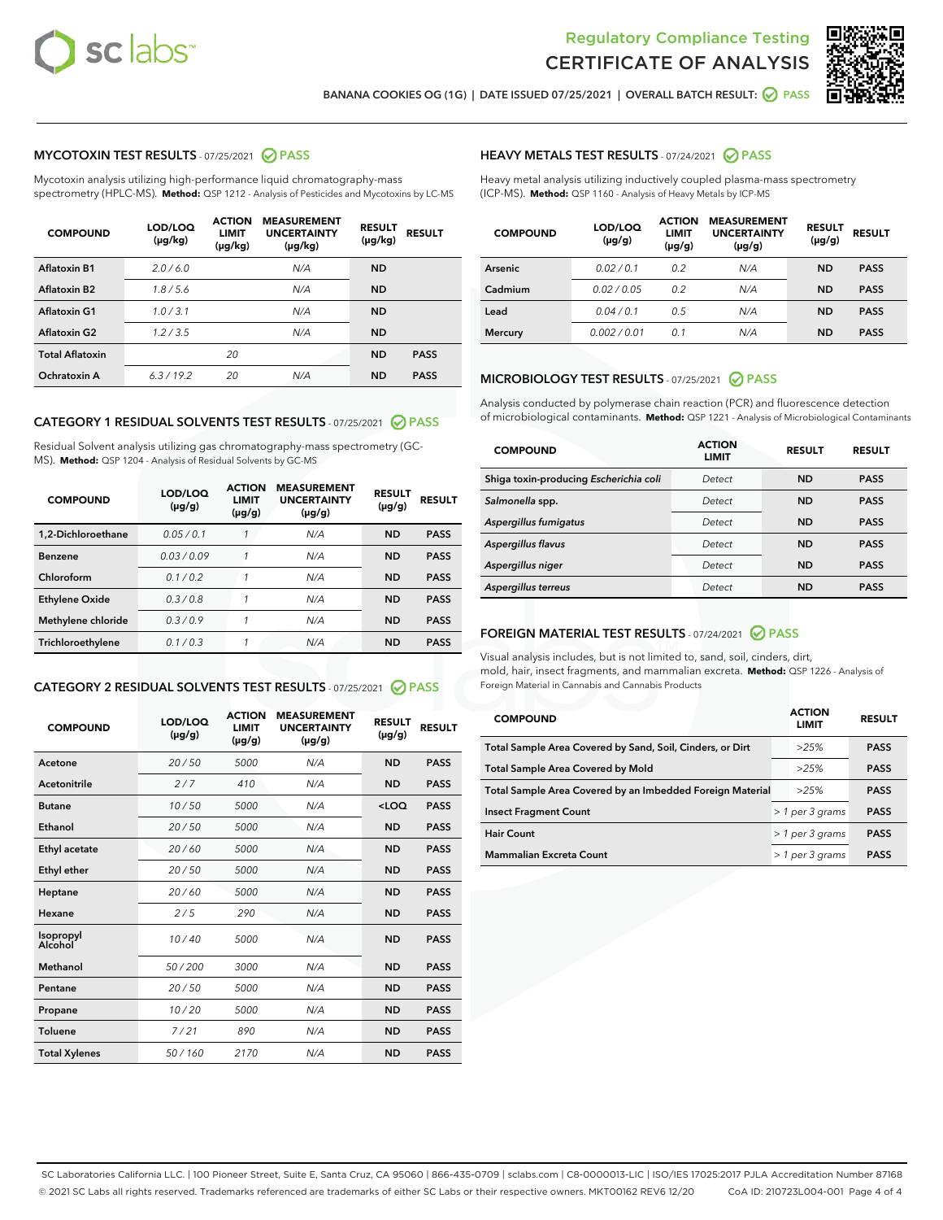Regulatory Compliance Testing

# CERTIFICATE OF ANALYSIS

BANANA COOKIES OG (1G) | DATE ISSUED 07/25/2021 | OVERALL BATCH RESULT: PASS

## MYCOTOXIN TEST RESULTS - 07/25/2021 PASS

Mycotoxin analysis utilizing high-performance liquid chromatography-mass spectrometry (HPLC-MS). **Method:** QSP 1212 - Analysis of Pesticides and Mycotoxins by LC-MS

| COMPOUND | LOD/LOQ (μg/kg) | ACTION LIMIT (μg/kg) | MEASUREMENT UNCERTAINTY (μg/kg) | RESULT (μg/kg) | RESULT |
|---|---|---|---|---|---|
| Aflatoxin B1 | 2.0 / 6.0 | | N/A | ND | |
| Aflatoxin B2 | 1.8 / 5.6 | | N/A | ND | |
| Aflatoxin G1 | 1.0 / 3.1 | | N/A | ND | |
| Aflatoxin G2 | 1.2 / 3.5 | | N/A | ND | |
| Total Aflatoxin | | 20 | | ND | PASS |
| Ochratoxin A | 6.3 / 19.2 | 20 | N/A | ND | PASS |

## CATEGORY 1 RESIDUAL SOLVENTS TEST RESULTS - 07/25/2021 PASS

Residual Solvent analysis utilizing gas chromatography-mass spectrometry (GC-MS). **Method:** QSP 1204 - Analysis of Residual Solvents by GC-MS

| COMPOUND | LOD/LOQ (μg/g) | ACTION LIMIT (μg/g) | MEASUREMENT UNCERTAINTY (μg/g) | RESULT (μg/g) | RESULT |
|---|---|---|---|---|---|
| 1,2-Dichloroethane | 0.05 / 0.1 | 1 | N/A | ND | PASS |
| Benzene | 0.03 / 0.09 | 1 | N/A | ND | PASS |
| Chloroform | 0.1 / 0.2 | 1 | N/A | ND | PASS |
| Ethylene Oxide | 0.3 / 0.8 | 1 | N/A | ND | PASS |
| Methylene chloride | 0.3 / 0.9 | 1 | N/A | ND | PASS |
| Trichloroethylene | 0.1 / 0.3 | 1 | N/A | ND | PASS |

## CATEGORY 2 RESIDUAL SOLVENTS TEST RESULTS - 07/25/2021 PASS

| COMPOUND | LOD/LOQ (μg/g) | ACTION LIMIT (μg/g) | MEASUREMENT UNCERTAINTY (μg/g) | RESULT (μg/g) | RESULT |
|---|---|---|---|---|---|
| Acetone | 20 / 50 | 5000 | N/A | ND | PASS |
| Acetonitrile | 2 / 7 | 410 | N/A | ND | PASS |
| Butane | 10 / 50 | 5000 | N/A | <LOQ | PASS |
| Ethanol | 20 / 50 | 5000 | N/A | ND | PASS |
| Ethyl acetate | 20 / 60 | 5000 | N/A | ND | PASS |
| Ethyl ether | 20 / 50 | 5000 | N/A | ND | PASS |
| Heptane | 20 / 60 | 5000 | N/A | ND | PASS |
| Hexane | 2 / 5 | 290 | N/A | ND | PASS |
| Isopropyl Alcohol | 10 / 40 | 5000 | N/A | ND | PASS |
| Methanol | 50 / 200 | 3000 | N/A | ND | PASS |
| Pentane | 20 / 50 | 5000 | N/A | ND | PASS |
| Propane | 10 / 20 | 5000 | N/A | ND | PASS |
| Toluene | 7 / 21 | 890 | N/A | ND | PASS |
| Total Xylenes | 50 / 160 | 2170 | N/A | ND | PASS |

## HEAVY METALS TEST RESULTS - 07/24/2021 PASS

Heavy metal analysis utilizing inductively coupled plasma-mass spectrometry (ICP-MS). **Method:** QSP 1160 - Analysis of Heavy Metals by ICP-MS

| COMPOUND | LOD/LOQ (μg/g) | ACTION LIMIT (μg/g) | MEASUREMENT UNCERTAINTY (μg/g) | RESULT (μg/g) | RESULT |
|---|---|---|---|---|---|
| Arsenic | 0.02 / 0.1 | 0.2 | N/A | ND | PASS |
| Cadmium | 0.02 / 0.05 | 0.2 | N/A | ND | PASS |
| Lead | 0.04 / 0.1 | 0.5 | N/A | ND | PASS |
| Mercury | 0.002 / 0.01 | 0.1 | N/A | ND | PASS |

## MICROBIOLOGY TEST RESULTS - 07/25/2021 PASS

Analysis conducted by polymerase chain reaction (PCR) and fluorescence detection of microbiological contaminants. **Method:** QSP 1221 - Analysis of Microbiological Contaminants

| COMPOUND | ACTION LIMIT | RESULT | RESULT |
|---|---|---|---|
| Shiga toxin-producing *Escherichia coli* | Detect | ND | PASS |
| *Salmonella* spp. | Detect | ND | PASS |
| *Aspergillus fumigatus* | Detect | ND | PASS |
| *Aspergillus flavus* | Detect | ND | PASS |
| *Aspergillus niger* | Detect | ND | PASS |
| *Aspergillus terreus* | Detect | ND | PASS |

## FOREIGN MATERIAL TEST RESULTS - 07/24/2021 PASS

Visual analysis includes, but is not limited to, sand, soil, cinders, dirt, mold, hair, insect fragments, and mammalian excreta. **Method:** QSP 1226 - Analysis of Foreign Material in Cannabis and Cannabis Products

| COMPOUND | ACTION LIMIT | RESULT |
|---|---|---|
| Total Sample Area Covered by Sand, Soil, Cinders, or Dirt | >25% | PASS |
| Total Sample Area Covered by Mold | >25% | PASS |
| Total Sample Area Covered by an Imbedded Foreign Material | >25% | PASS |
| Insect Fragment Count | > 1 per 3 grams | PASS |
| Hair Count | > 1 per 3 grams | PASS |
| Mammalian Excreta Count | > 1 per 3 grams | PASS |

SC Laboratories California LLC. | 100 Pioneer Street, Suite E, Santa Cruz, CA 95060 | 866-435-0709 | sclabs.com | C8-0000013-LIC | ISO/IES 17025:2017 PJLA Accreditation Number 87168
© 2021 SC Labs all rights reserved. Trademarks referenced are trademarks of either SC Labs or their respective owners. MKT00162 REV6 12/20 CoA ID: 210723L004-001